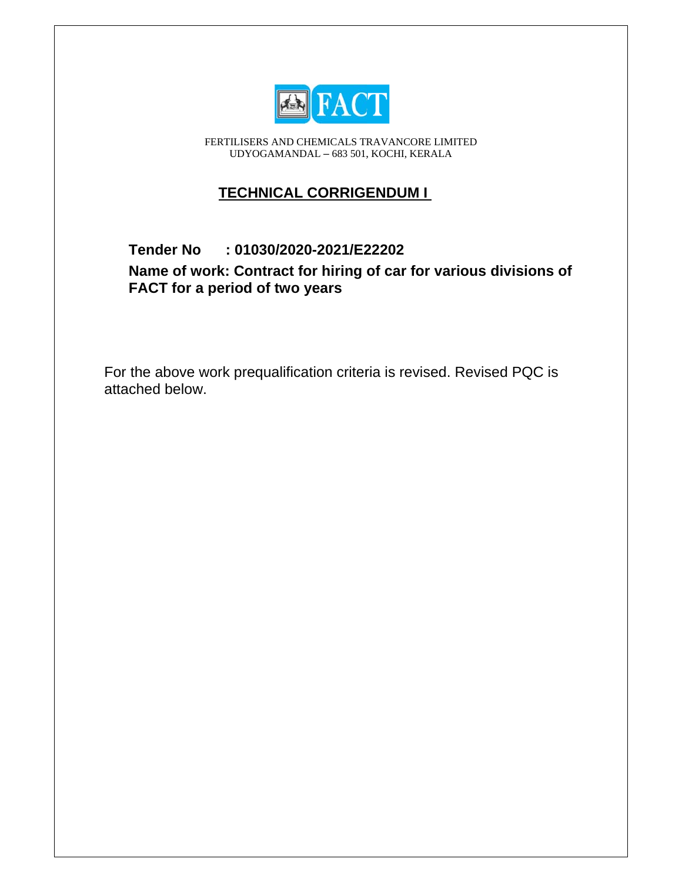FERTILISERS AND CHEMICALS TRAVANCORE LIMITED
UDYOGAMANDAL – 683 501, KOCHI, KERALA

# TECHNICAL CORRIGENDUM I

**Tender No : 01030/2020-2021/E22202**

**Name of work: Contract for hiring of car for various divisions of FACT for a period of two years**

For the above work prequalification criteria is revised. Revised PQC is attached below.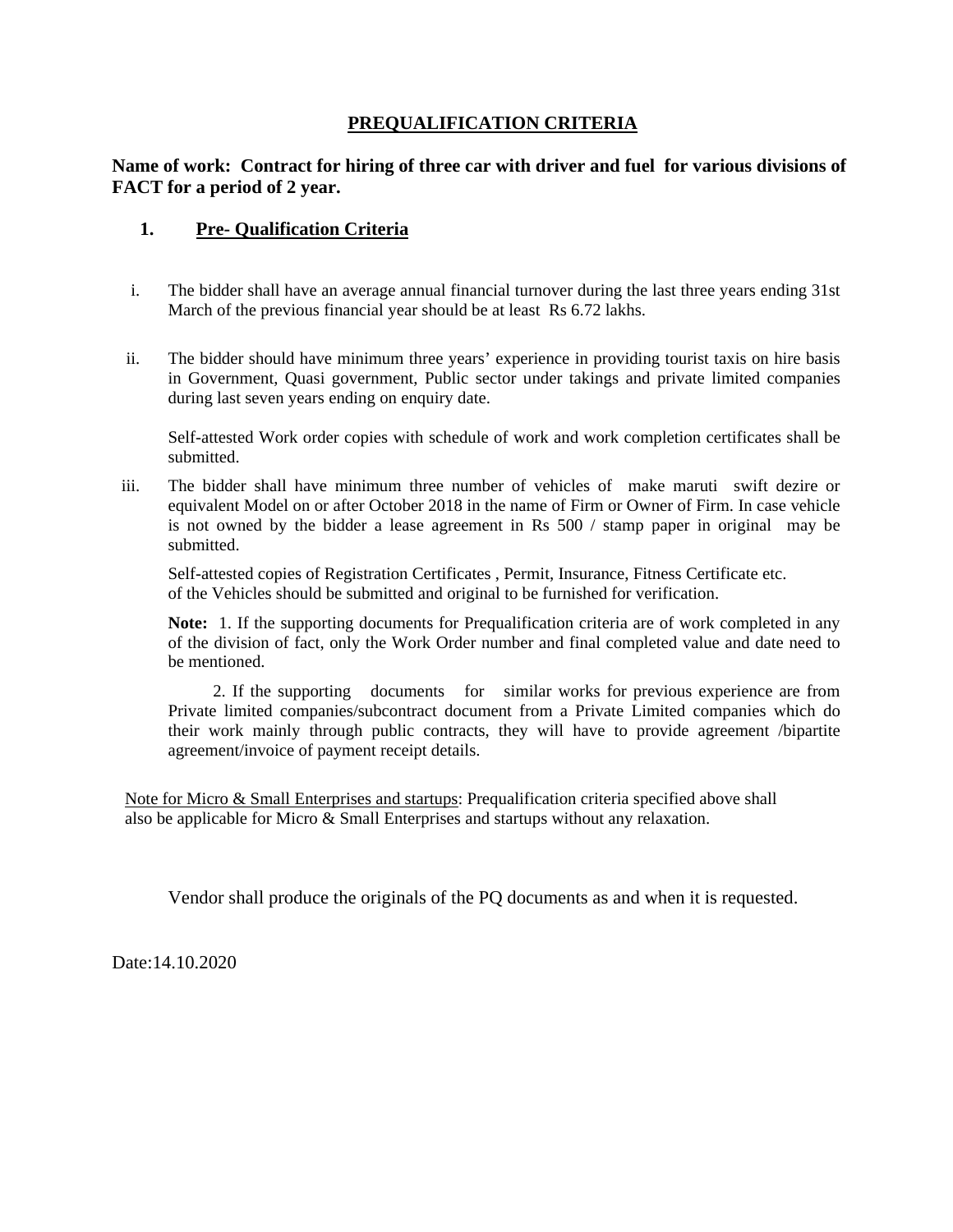# PREQUALIFICATION CRITERIA

**Name of work: Contract for hiring of three car with driver and fuel for various divisions of FACT for a period of 2 year.**

## 1. Pre- Qualification Criteria

i. The bidder shall have an average annual financial turnover during the last three years ending 31st March of the previous financial year should be at least Rs 6.72 lakhs.

ii. The bidder should have minimum three years' experience in providing tourist taxis on hire basis in Government, Quasi government, Public sector under takings and private limited companies during last seven years ending on enquiry date.

   Self-attested Work order copies with schedule of work and work completion certificates shall be submitted.

iii. The bidder shall have minimum three number of vehicles of make maruti swift dezire or equivalent Model on or after October 2018 in the name of Firm or Owner of Firm. In case vehicle is not owned by the bidder a lease agreement in Rs 500 / stamp paper in original may be submitted.

   Self-attested copies of Registration Certificates , Permit, Insurance, Fitness Certificate etc. of the Vehicles should be submitted and original to be furnished for verification.

   **Note:** 1. If the supporting documents for Prequalification criteria are of work completed in any of the division of fact, only the Work Order number and final completed value and date need to be mentioned.

   2. If the supporting documents for similar works for previous experience are from Private limited companies/subcontract document from a Private Limited companies which do their work mainly through public contracts, they will have to provide agreement /bipartite agreement/invoice of payment receipt details.

Note for Micro & Small Enterprises and startups: Prequalification criteria specified above shall also be applicable for Micro & Small Enterprises and startups without any relaxation.

Vendor shall produce the originals of the PQ documents as and when it is requested.

Date:14.10.2020